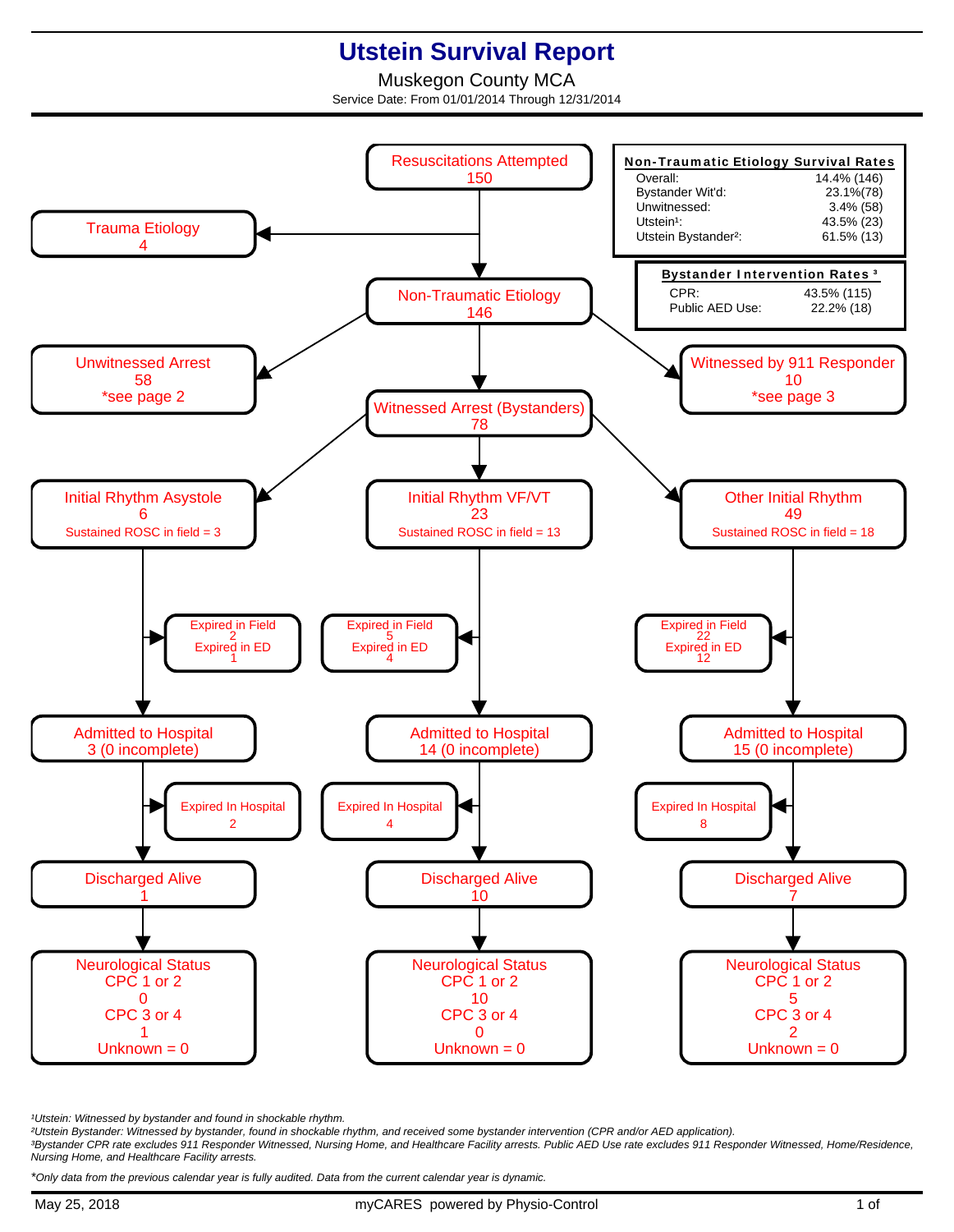# Utstein Survival Report

Muskegon County MCA

Service Date: From 01/01/2014 Through 12/31/2014

**Non-Traumatic Etiology Survival Rates**

| | |
|---|---|
| Overall: | 14.4% (146) |
| Bystander Wit'd: | 23.1%(78) |
| Unwitnessed: | 3.4% (58) |
| Utstein[1]: | 43.5% (23) |
| Utstein Bystander[2]: | 61.5% (13) |

**Bystander Intervention Rates [3]**

| | |
|---|---|
| CPR: | 43.5% (115) |
| Public AED Use: | 22.2% (18) |

Resuscitations Attempted
150

Trauma Etiology
4

Non-Traumatic Etiology
146

Unwitnessed Arrest
58
*see page 2

Witnessed by 911 Responder
10
*see page 3

Witnessed Arrest (Bystanders)
78

| | Initial Rhythm Asystole | Initial Rhythm VF/VT | Other Initial Rhythm |
|---|---|---|---|
| Count | 6 | 23 | 49 |
| Sustained ROSC in field | 3 | 13 | 18 |
| Expired in Field | 2 | 5 | 22 |
| Expired in ED | 1 | 4 | 12 |
| Admitted to Hospital | 3 (0 incomplete) | 14 (0 incomplete) | 15 (0 incomplete) |
| Expired In Hospital | 2 | 4 | 8 |
| Discharged Alive | 1 | 10 | 7 |
| Neurological Status CPC 1 or 2 | 0 | 10 | 5 |
| Neurological Status CPC 3 or 4 | 1 | 0 | 2 |
| Neurological Status Unknown | 0 | 0 | 0 |

*[1]Utstein: Witnessed by bystander and found in shockable rhythm.*
*[2]Utstein Bystander: Witnessed by bystander, found in shockable rhythm, and received some bystander intervention (CPR and/or AED application).*
*[3]Bystander CPR rate excludes 911 Responder Witnessed, Nursing Home, and Healthcare Facility arrests. Public AED Use rate excludes 911 Responder Witnessed, Home/Residence, Nursing Home, and Healthcare Facility arrests.*

*\*Only data from the previous calendar year is fully audited. Data from the current calendar year is dynamic.*

May 25, 2018 myCARES powered by Physio-Control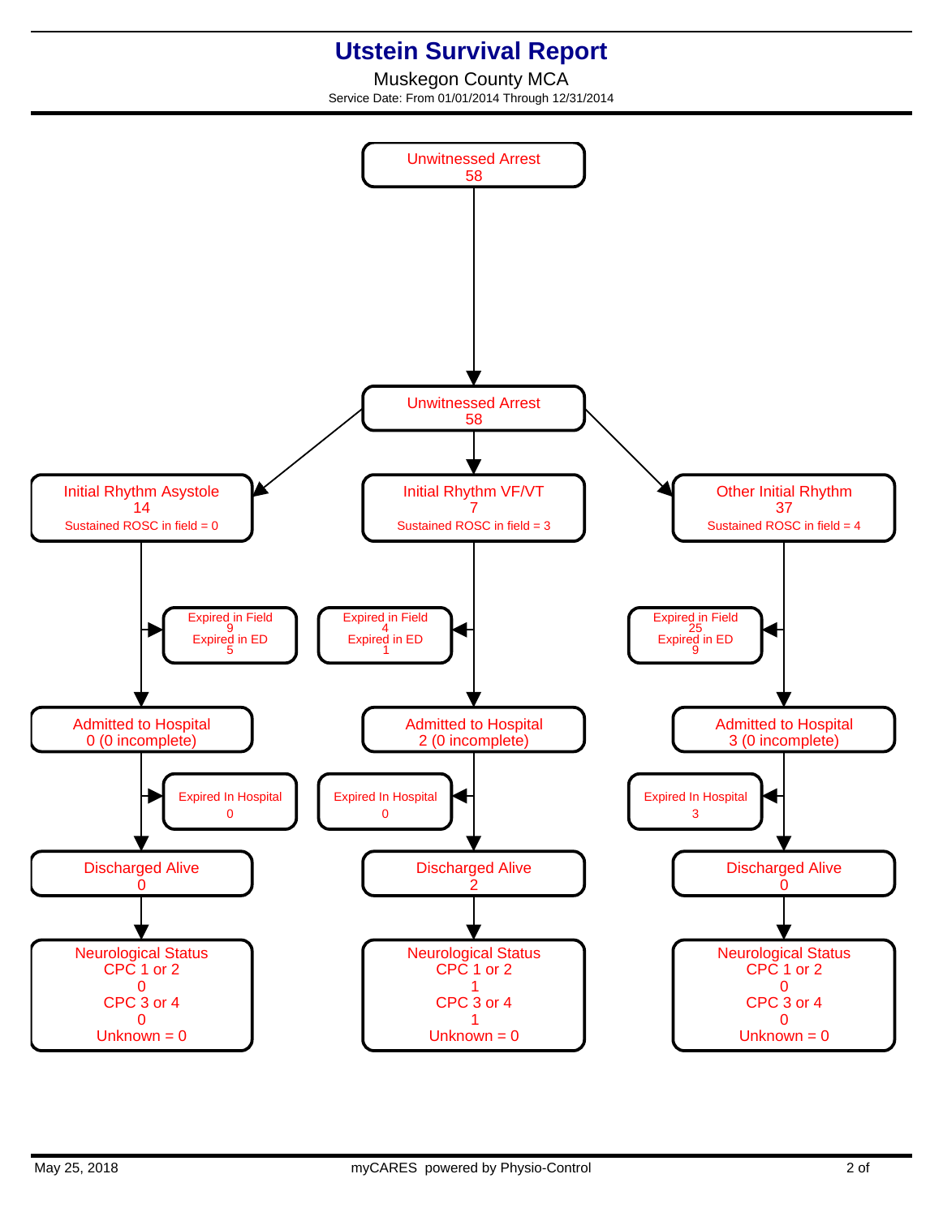# Utstein Survival Report

Muskegon County MCA

Service Date: From 01/01/2014 Through 12/31/2014

**Unwitnessed Arrest**
58

**Unwitnessed Arrest**
58

| | Initial Rhythm Asystole | Initial Rhythm VF/VT | Other Initial Rhythm |
|---|---|---|---|
| Total | 14 | 7 | 37 |
| Sustained ROSC in field | 0 | 3 | 4 |
| Expired in Field | 9 | 4 | 25 |
| Expired in ED | 5 | 1 | 9 |
| Admitted to Hospital | 0 (0 incomplete) | 2 (0 incomplete) | 3 (0 incomplete) |
| Expired In Hospital | 0 | 0 | 3 |
| Discharged Alive | 0 | 2 | 0 |
| Neurological Status: CPC 1 or 2 | 0 | 1 | 0 |
| Neurological Status: CPC 3 or 4 | 0 | 1 | 0 |
| Neurological Status: Unknown | 0 | 0 | 0 |

May 25, 2018 — myCARES powered by Physio-Control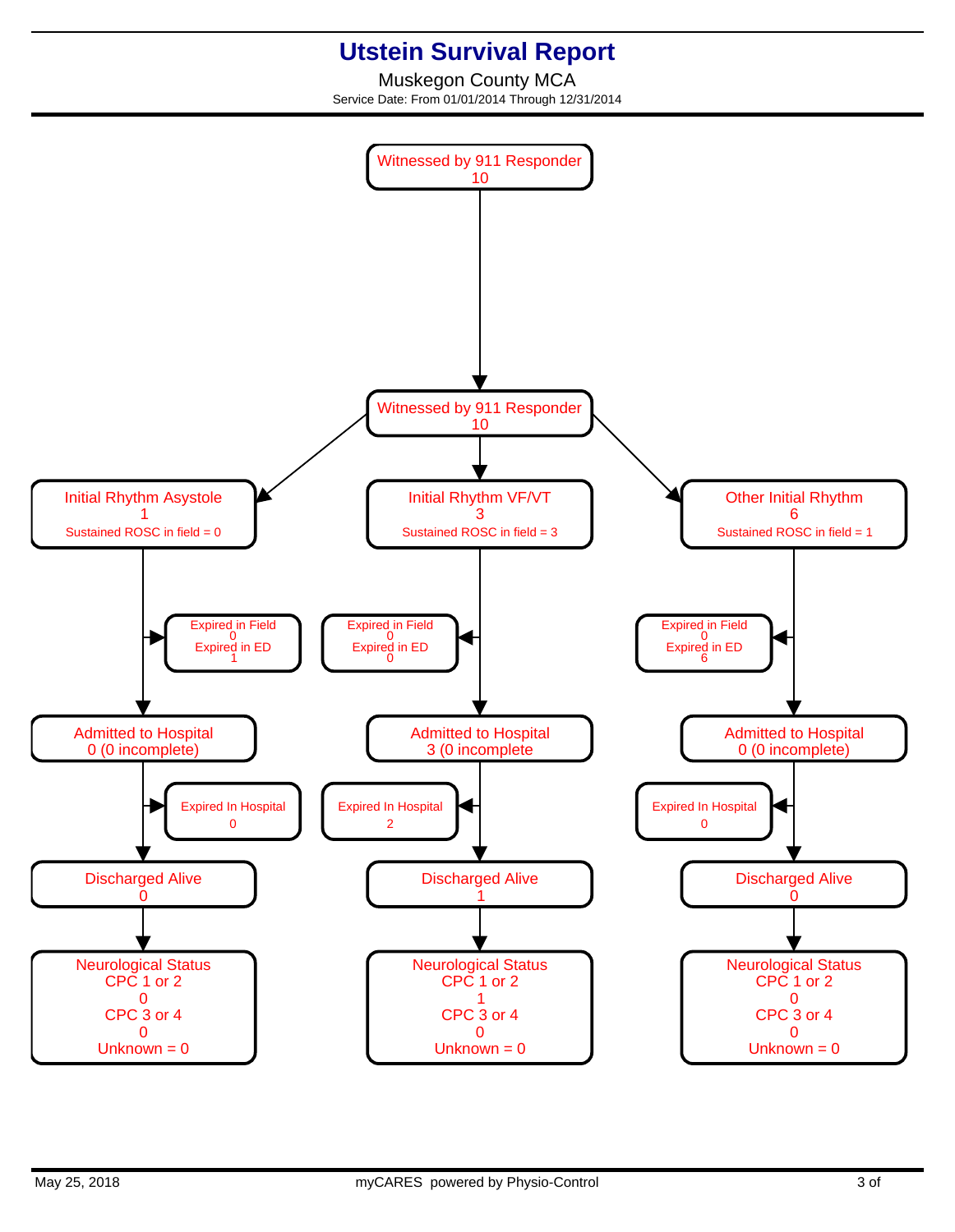# Utstein Survival Report

Muskegon County MCA

Service Date: From 01/01/2014 Through 12/31/2014

Witnessed by 911 Responder
10

Witnessed by 911 Responder
10

Initial Rhythm Asystole
1
Sustained ROSC in field = 0

Initial Rhythm VF/VT
3
Sustained ROSC in field = 3

Other Initial Rhythm
6
Sustained ROSC in field = 1

Expired in Field
0
Expired in ED
1

Expired in Field
0
Expired in ED
0

Expired in Field
0
Expired in ED
6

Admitted to Hospital
0 (0 incomplete)

Admitted to Hospital
3 (0 incomplete

Admitted to Hospital
0 (0 incomplete)

Expired In Hospital
0

Expired In Hospital
2

Expired In Hospital
0

Discharged Alive
0

Discharged Alive
1

Discharged Alive
0

Neurological Status
CPC 1 or 2
0
CPC 3 or 4
0
Unknown = 0

Neurological Status
CPC 1 or 2
1
CPC 3 or 4
0
Unknown = 0

Neurological Status
CPC 1 or 2
0
CPC 3 or 4
0
Unknown = 0

May 25, 2018

myCARES powered by Physio-Control